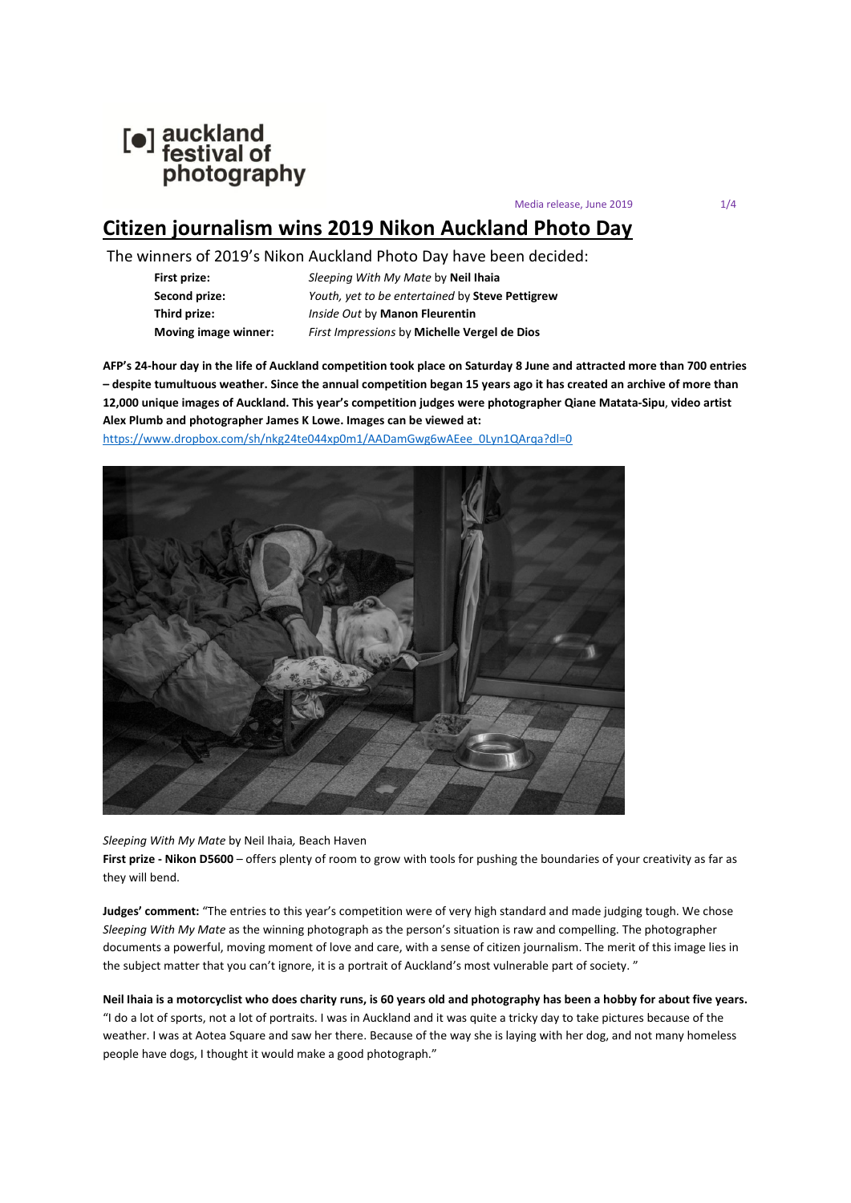auckland festival of photography

Media release, June 2019

# Citizen journalism wins 2019 Nikon Auckland Photo Day

The winners of 2019's Nikon Auckland Photo Day have been decided:

| | |
|---|---|
| **First prize:** | *Sleeping With My Mate* by **Neil Ihaia** |
| **Second prize:** | *Youth, yet to be entertained* by **Steve Pettigrew** |
| **Third prize:** | *Inside Out* by **Manon Fleurentin** |
| **Moving image winner:** | *First Impressions* by **Michelle Vergel de Dios** |

**AFP's 24-hour day in the life of Auckland competition took place on Saturday 8 June and attracted more than 700 entries – despite tumultuous weather. Since the annual competition began 15 years ago it has created an archive of more than 12,000 unique images of Auckland. This year's competition judges were photographer Qiane Matata-Sipu, video artist Alex Plumb and photographer James K Lowe. Images can be viewed at:**

https://www.dropbox.com/sh/nkg24te044xp0m1/AADamGwg6wAEee_0Lyn1QArqa?dl=0

*Sleeping With My Mate* by Neil Ihaia, Beach Haven

**First prize - Nikon D5600** – offers plenty of room to grow with tools for pushing the boundaries of your creativity as far as they will bend.

**Judges' comment:** "The entries to this year's competition were of very high standard and made judging tough. We chose *Sleeping With My Mate* as the winning photograph as the person's situation is raw and compelling. The photographer documents a powerful, moving moment of love and care, with a sense of citizen journalism. The merit of this image lies in the subject matter that you can't ignore, it is a portrait of Auckland's most vulnerable part of society. "

**Neil Ihaia is a motorcyclist who does charity runs, is 60 years old and photography has been a hobby for about five years.** "I do a lot of sports, not a lot of portraits. I was in Auckland and it was quite a tricky day to take pictures because of the weather. I was at Aotea Square and saw her there. Because of the way she is laying with her dog, and not many homeless people have dogs, I thought it would make a good photograph."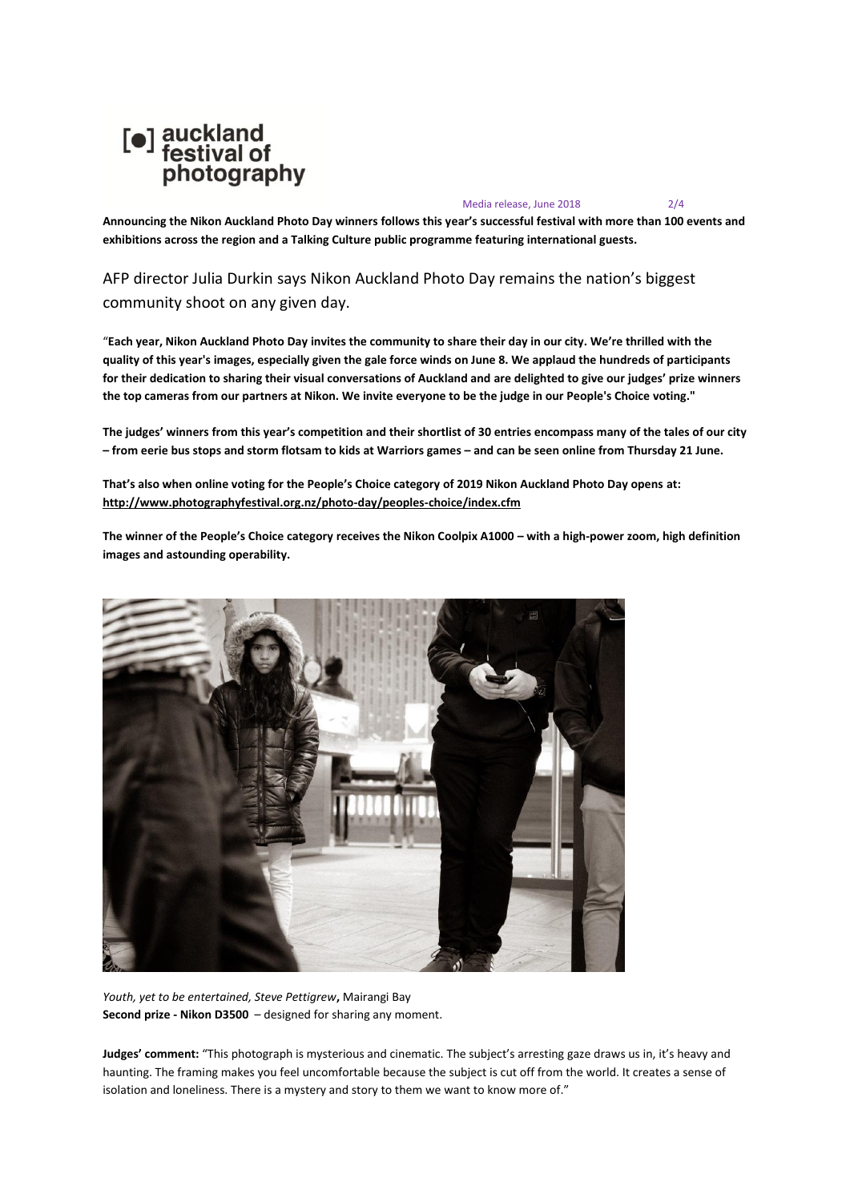**Announcing the Nikon Auckland Photo Day winners follows this year's successful festival with more than 100 events and exhibitions across the region and a Talking Culture public programme featuring international guests.**

AFP director Julia Durkin says Nikon Auckland Photo Day remains the nation's biggest community shoot on any given day.

"**Each year, Nikon Auckland Photo Day invites the community to share their day in our city. We're thrilled with the quality of this year's images, especially given the gale force winds on June 8. We applaud the hundreds of participants for their dedication to sharing their visual conversations of Auckland and are delighted to give our judges' prize winners the top cameras from our partners at Nikon. We invite everyone to be the judge in our People's Choice voting."**

**The judges' winners from this year's competition and their shortlist of 30 entries encompass many of the tales of our city – from eerie bus stops and storm flotsam to kids at Warriors games – and can be seen online from Thursday 21 June.**

**That's also when online voting for the People's Choice category of 2019 Nikon Auckland Photo Day opens at: http://www.photographyfestival.org.nz/photo-day/peoples-choice/index.cfm**

**The winner of the People's Choice category receives the Nikon Coolpix A1000 – with a high-power zoom, high definition images and astounding operability.**

*Youth, yet to be entertained, Steve Pettigrew***,** Mairangi Bay
**Second prize - Nikon D3500** – designed for sharing any moment.

**Judges' comment:** "This photograph is mysterious and cinematic. The subject's arresting gaze draws us in, it's heavy and haunting. The framing makes you feel uncomfortable because the subject is cut off from the world. It creates a sense of isolation and loneliness. There is a mystery and story to them we want to know more of."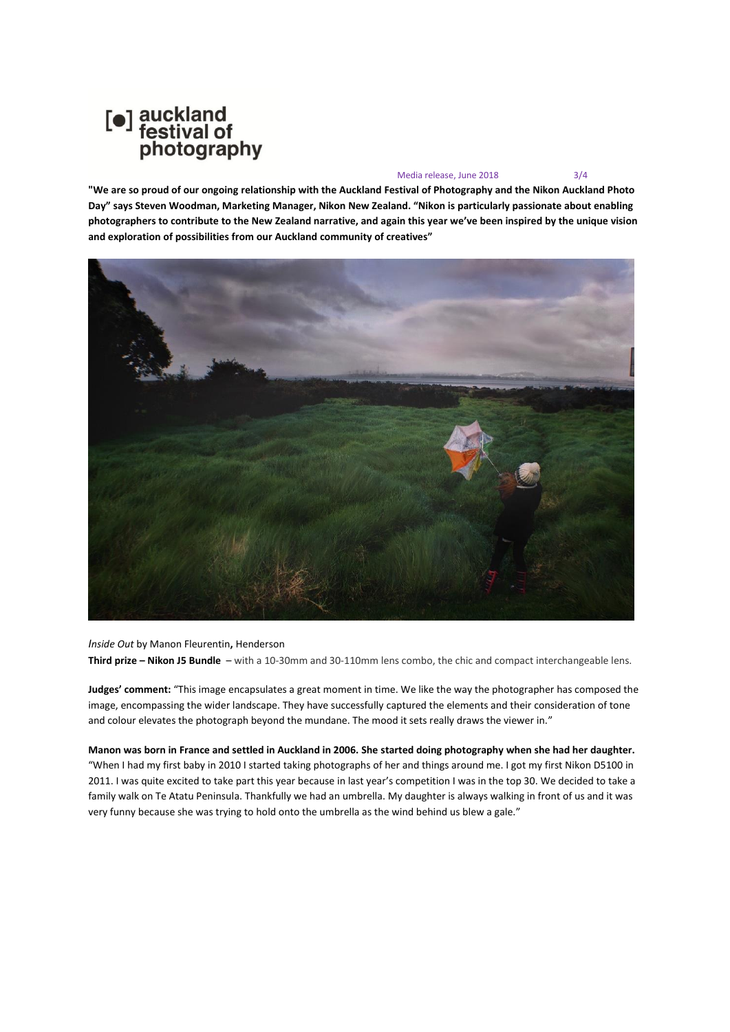"We are so proud of our ongoing relationship with the Auckland Festival of Photography and the Nikon Auckland Photo Day" says Steven Woodman, Marketing Manager, Nikon New Zealand. "Nikon is particularly passionate about enabling photographers to contribute to the New Zealand narrative, and again this year we've been inspired by the unique vision and exploration of possibilities from our Auckland community of creatives"

*Inside Out* by Manon Fleurentin**,** Henderson

**Third prize – Nikon J5 Bundle** – with a 10-30mm and 30-110mm lens combo, the chic and compact interchangeable lens.

**Judges' comment:** "This image encapsulates a great moment in time. We like the way the photographer has composed the image, encompassing the wider landscape. They have successfully captured the elements and their consideration of tone and colour elevates the photograph beyond the mundane. The mood it sets really draws the viewer in."

**Manon was born in France and settled in Auckland in 2006. She started doing photography when she had her daughter.** "When I had my first baby in 2010 I started taking photographs of her and things around me. I got my first Nikon D5100 in 2011. I was quite excited to take part this year because in last year's competition I was in the top 30. We decided to take a family walk on Te Atatu Peninsula. Thankfully we had an umbrella. My daughter is always walking in front of us and it was very funny because she was trying to hold onto the umbrella as the wind behind us blew a gale."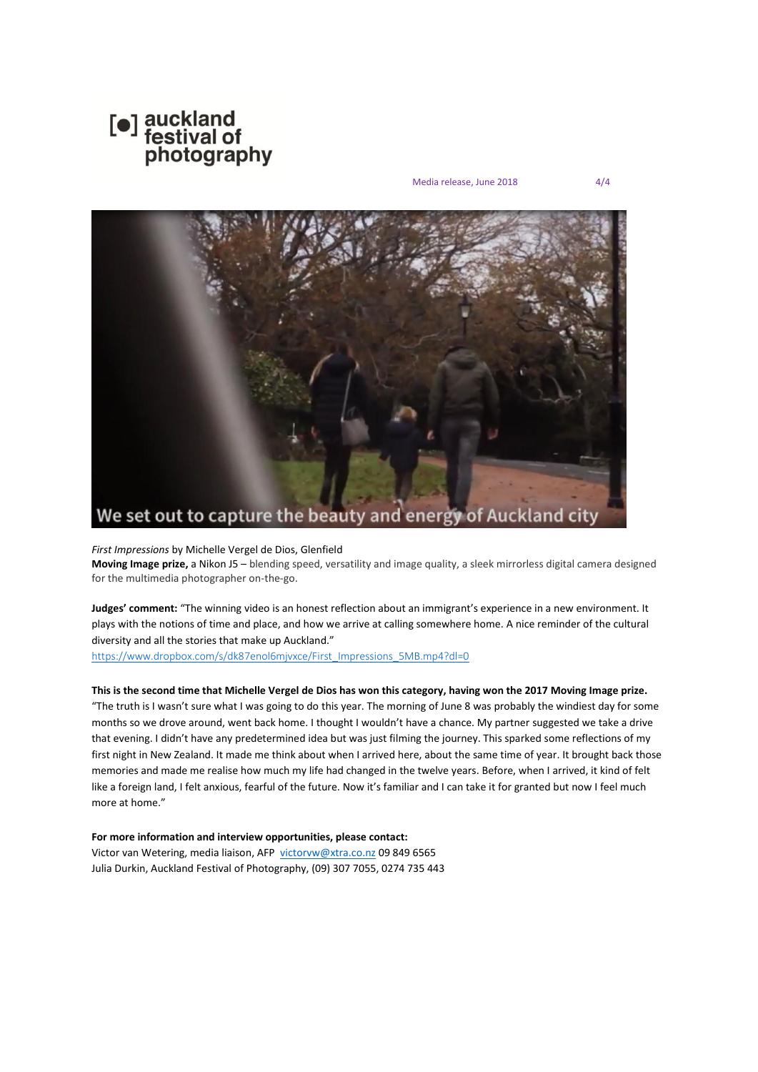First Impressions by Michelle Vergel de Dios, Glenfield

**Moving Image prize,** a Nikon J5 – blending speed, versatility and image quality, a sleek mirrorless digital camera designed for the multimedia photographer on-the-go.

**Judges' comment:** "The winning video is an honest reflection about an immigrant's experience in a new environment. It plays with the notions of time and place, and how we arrive at calling somewhere home. A nice reminder of the cultural diversity and all the stories that make up Auckland."
https://www.dropbox.com/s/dk87enol6mjvxce/First_Impressions_5MB.mp4?dl=0

**This is the second time that Michelle Vergel de Dios has won this category, having won the 2017 Moving Image prize.**
"The truth is I wasn't sure what I was going to do this year. The morning of June 8 was probably the windiest day for some months so we drove around, went back home. I thought I wouldn't have a chance. My partner suggested we take a drive that evening. I didn't have any predetermined idea but was just filming the journey. This sparked some reflections of my first night in New Zealand. It made me think about when I arrived here, about the same time of year. It brought back those memories and made me realise how much my life had changed in the twelve years. Before, when I arrived, it kind of felt like a foreign land, I felt anxious, fearful of the future. Now it's familiar and I can take it for granted but now I feel much more at home."

**For more information and interview opportunities, please contact:**
Victor van Wetering, media liaison, AFP victorvw@xtra.co.nz 09 849 6565
Julia Durkin, Auckland Festival of Photography, (09) 307 7055, 0274 735 443